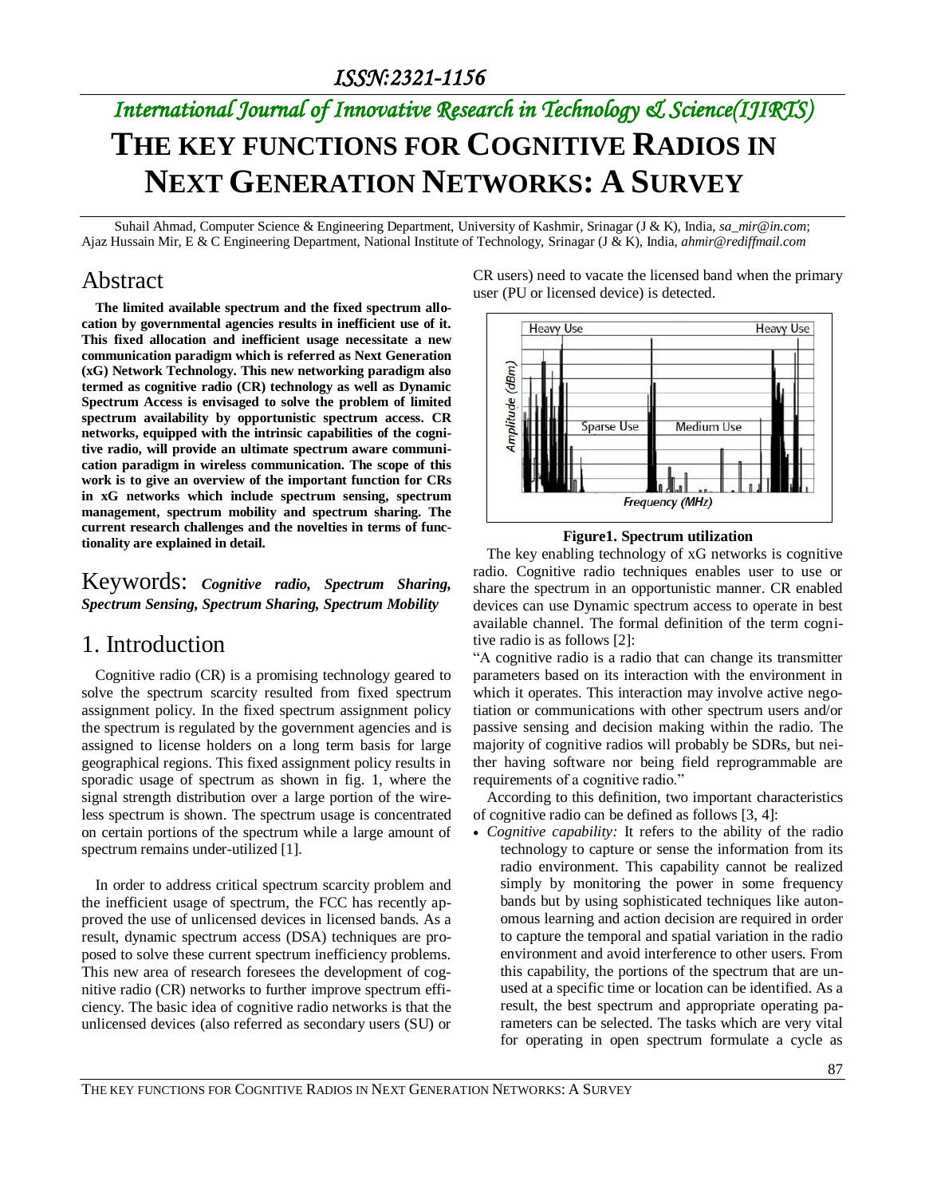# THE KEY FUNCTIONS FOR COGNITIVE RADIOS IN NEXT GENERATION NETWORKS: A SURVEY

Suhail Ahmad, Computer Science & Engineering Department, University of Kashmir, Srinagar (J & K), India, *sa_mir@in.com*; Ajaz Hussain Mir, E & C Engineering Department, National Institute of Technology, Srinagar (J & K), India, *ahmir@rediffmail.com*

## Abstract

**The limited available spectrum and the fixed spectrum allocation by governmental agencies results in inefficient use of it. This fixed allocation and inefficient usage necessitate a new communication paradigm which is referred as Next Generation (xG) Network Technology. This new networking paradigm also termed as cognitive radio (CR) technology as well as Dynamic Spectrum Access is envisaged to solve the problem of limited spectrum availability by opportunistic spectrum access. CR networks, equipped with the intrinsic capabilities of the cognitive radio, will provide an ultimate spectrum aware communication paradigm in wireless communication. The scope of this work is to give an overview of the important function for CRs in xG networks which include spectrum sensing, spectrum management, spectrum mobility and spectrum sharing. The current research challenges and the novelties in terms of functionality are explained in detail.**

## Keywords: ***Cognitive radio, Spectrum Sharing, Spectrum Sensing, Spectrum Sharing, Spectrum Mobility***

## 1. Introduction

Cognitive radio (CR) is a promising technology geared to solve the spectrum scarcity resulted from fixed spectrum assignment policy. In the fixed spectrum assignment policy the spectrum is regulated by the government agencies and is assigned to license holders on a long term basis for large geographical regions. This fixed assignment policy results in sporadic usage of spectrum as shown in fig. 1, where the signal strength distribution over a large portion of the wireless spectrum is shown. The spectrum usage is concentrated on certain portions of the spectrum while a large amount of spectrum remains under-utilized [1].

In order to address critical spectrum scarcity problem and the inefficient usage of spectrum, the FCC has recently approved the use of unlicensed devices in licensed bands. As a result, dynamic spectrum access (DSA) techniques are proposed to solve these current spectrum inefficiency problems. This new area of research foresees the development of cognitive radio (CR) networks to further improve spectrum efficiency. The basic idea of cognitive radio networks is that the unlicensed devices (also referred as secondary users (SU) or CR users) need to vacate the licensed band when the primary user (PU or licensed device) is detected.

**Figure1. Spectrum utilization**

The key enabling technology of xG networks is cognitive radio. Cognitive radio techniques enables user to use or share the spectrum in an opportunistic manner. CR enabled devices can use Dynamic spectrum access to operate in best available channel. The formal definition of the term cognitive radio is as follows [2]:

"A cognitive radio is a radio that can change its transmitter parameters based on its interaction with the environment in which it operates. This interaction may involve active negotiation or communications with other spectrum users and/or passive sensing and decision making within the radio. The majority of cognitive radios will probably be SDRs, but neither having software nor being field reprogrammable are requirements of a cognitive radio."

According to this definition, two important characteristics of cognitive radio can be defined as follows [3, 4]:

- *Cognitive capability:* It refers to the ability of the radio technology to capture or sense the information from its radio environment. This capability cannot be realized simply by monitoring the power in some frequency bands but by using sophisticated techniques like autonomous learning and action decision are required in order to capture the temporal and spatial variation in the radio environment and avoid interference to other users. From this capability, the portions of the spectrum that are unused at a specific time or location can be identified. As a result, the best spectrum and appropriate operating parameters can be selected. The tasks which are very vital for operating in open spectrum formulate a cycle as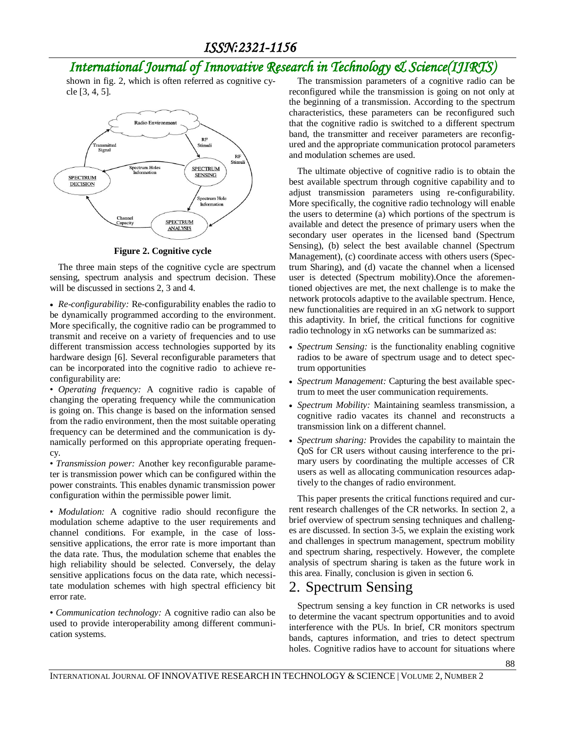shown in fig. 2, which is often referred as cognitive cycle [3, 4, 5].

**Figure 2. Cognitive cycle**

The three main steps of the cognitive cycle are spectrum sensing, spectrum analysis and spectrum decision. These will be discussed in sections 2, 3 and 4.

- *Re-configurability:* Re-configurability enables the radio to be dynamically programmed according to the environment. More specifically, the cognitive radio can be programmed to transmit and receive on a variety of frequencies and to use different transmission access technologies supported by its hardware design [6]. Several reconfigurable parameters that can be incorporated into the cognitive radio to achieve reconfigurability are:

• *Operating frequency:* A cognitive radio is capable of changing the operating frequency while the communication is going on. This change is based on the information sensed from the radio environment, then the most suitable operating frequency can be determined and the communication is dynamically performed on this appropriate operating frequency.

• *Transmission power:* Another key reconfigurable parameter is transmission power which can be configured within the power constraints. This enables dynamic transmission power configuration within the permissible power limit.

• *Modulation:* A cognitive radio should reconfigure the modulation scheme adaptive to the user requirements and channel conditions. For example, in the case of loss-sensitive applications, the error rate is more important than the data rate. Thus, the modulation scheme that enables the high reliability should be selected. Conversely, the delay sensitive applications focus on the data rate, which necessitate modulation schemes with high spectral efficiency bit error rate.

• *Communication technology:* A cognitive radio can also be used to provide interoperability among different communication systems.

The transmission parameters of a cognitive radio can be reconfigured while the transmission is going on not only at the beginning of a transmission. According to the spectrum characteristics, these parameters can be reconfigured such that the cognitive radio is switched to a different spectrum band, the transmitter and receiver parameters are reconfigured and the appropriate communication protocol parameters and modulation schemes are used.

The ultimate objective of cognitive radio is to obtain the best available spectrum through cognitive capability and to adjust transmission parameters using re-configurability. More specifically, the cognitive radio technology will enable the users to determine (a) which portions of the spectrum is available and detect the presence of primary users when the secondary user operates in the licensed band (Spectrum Sensing), (b) select the best available channel (Spectrum Management), (c) coordinate access with others users (Spectrum Sharing), and (d) vacate the channel when a licensed user is detected (Spectrum mobility).Once the aforementioned objectives are met, the next challenge is to make the network protocols adaptive to the available spectrum. Hence, new functionalities are required in an xG network to support this adaptivity. In brief, the critical functions for cognitive radio technology in xG networks can be summarized as:

- *Spectrum Sensing:* is the functionality enabling cognitive radios to be aware of spectrum usage and to detect spectrum opportunities
- *Spectrum Management:* Capturing the best available spectrum to meet the user communication requirements.
- *Spectrum Mobility:* Maintaining seamless transmission, a cognitive radio vacates its channel and reconstructs a transmission link on a different channel.
- *Spectrum sharing:* Provides the capability to maintain the QoS for CR users without causing interference to the primary users by coordinating the multiple accesses of CR users as well as allocating communication resources adaptively to the changes of radio environment.

This paper presents the critical functions required and current research challenges of the CR networks. In section 2, a brief overview of spectrum sensing techniques and challenges are discussed. In section 3-5, we explain the existing work and challenges in spectrum management, spectrum mobility and spectrum sharing, respectively. However, the complete analysis of spectrum sharing is taken as the future work in this area. Finally, conclusion is given in section 6.

## 2. Spectrum Sensing

Spectrum sensing a key function in CR networks is used to determine the vacant spectrum opportunities and to avoid interference with the PUs. In brief, CR monitors spectrum bands, captures information, and tries to detect spectrum holes. Cognitive radios have to account for situations where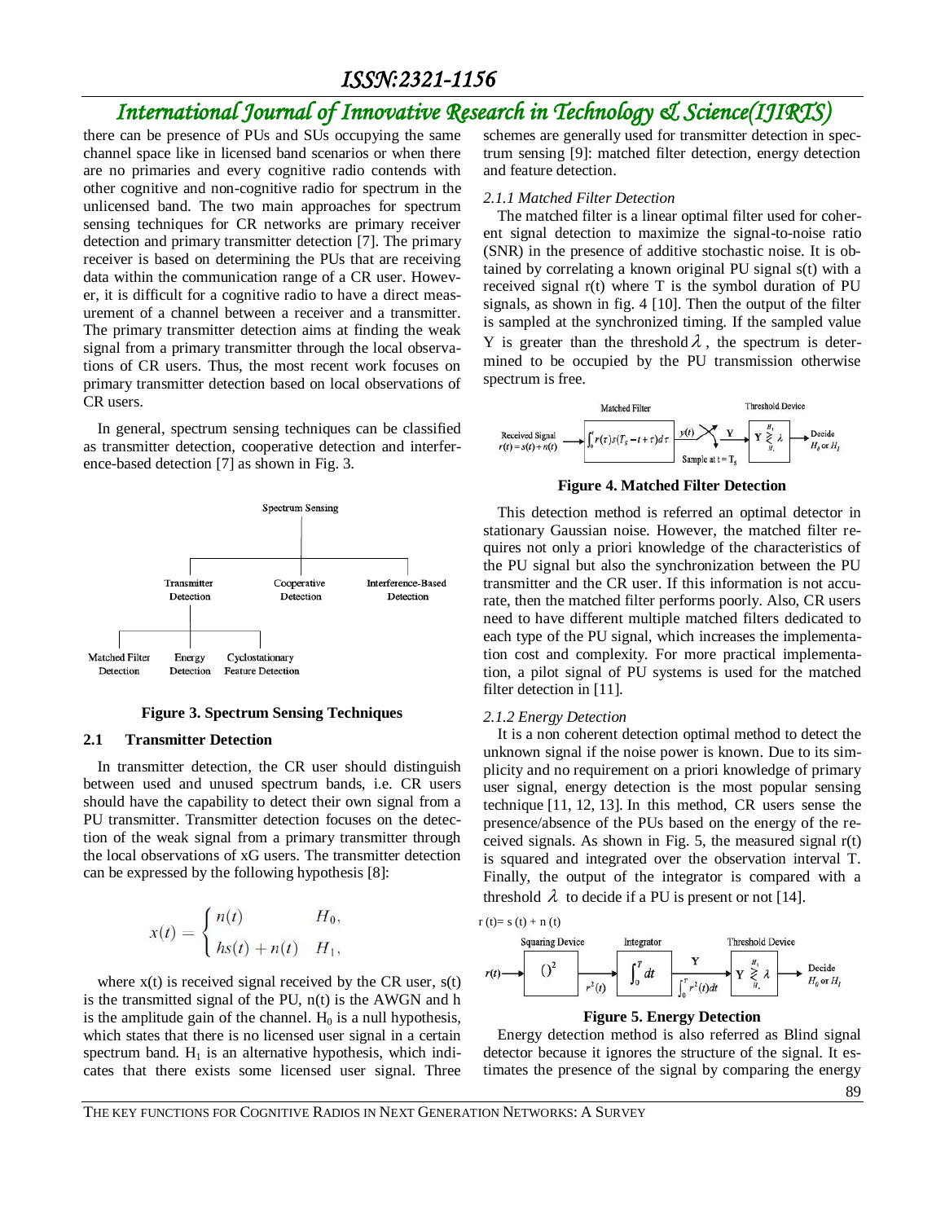there can be presence of PUs and SUs occupying the same channel space like in licensed band scenarios or when there are no primaries and every cognitive radio contends with other cognitive and non-cognitive radio for spectrum in the unlicensed band. The two main approaches for spectrum sensing techniques for CR networks are primary receiver detection and primary transmitter detection [7]. The primary receiver is based on determining the PUs that are receiving data within the communication range of a CR user. However, it is difficult for a cognitive radio to have a direct measurement of a channel between a receiver and a transmitter. The primary transmitter detection aims at finding the weak signal from a primary transmitter through the local observations of CR users. Thus, the most recent work focuses on primary transmitter detection based on local observations of CR users.

In general, spectrum sensing techniques can be classified as transmitter detection, cooperative detection and interference-based detection [7] as shown in Fig. 3.

**Figure 3. Spectrum Sensing Techniques**

### 2.1 Transmitter Detection

In transmitter detection, the CR user should distinguish between used and unused spectrum bands, i.e. CR users should have the capability to detect their own signal from a PU transmitter. Transmitter detection focuses on the detection of the weak signal from a primary transmitter through the local observations of xG users. The transmitter detection can be expressed by the following hypothesis [8]:

$$x(t) = \begin{cases} n(t) & H_0, \\ hs(t) + n(t) & H_1, \end{cases}$$

where x(t) is received signal received by the CR user, s(t) is the transmitted signal of the PU, n(t) is the AWGN and h is the amplitude gain of the channel. $H_0$ is a null hypothesis, which states that there is no licensed user signal in a certain spectrum band. $H_1$ is an alternative hypothesis, which indicates that there exists some licensed user signal. Three schemes are generally used for transmitter detection in spectrum sensing [9]: matched filter detection, energy detection and feature detection.

#### *2.1.1 Matched Filter Detection*

The matched filter is a linear optimal filter used for coherent signal detection to maximize the signal-to-noise ratio (SNR) in the presence of additive stochastic noise. It is obtained by correlating a known original PU signal s(t) with a received signal r(t) where T is the symbol duration of PU signals, as shown in fig. 4 [10]. Then the output of the filter is sampled at the synchronized timing. If the sampled value Y is greater than the threshold $\lambda$, the spectrum is determined to be occupied by the PU transmission otherwise spectrum is free.

**Figure 4. Matched Filter Detection**

This detection method is referred an optimal detector in stationary Gaussian noise. However, the matched filter requires not only a priori knowledge of the characteristics of the PU signal but also the synchronization between the PU transmitter and the CR user. If this information is not accurate, then the matched filter performs poorly. Also, CR users need to have different multiple matched filters dedicated to each type of the PU signal, which increases the implementation cost and complexity. For more practical implementation, a pilot signal of PU systems is used for the matched filter detection in [11].

#### *2.1.2 Energy Detection*

It is a non coherent detection optimal method to detect the unknown signal if the noise power is known. Due to its simplicity and no requirement on a priori knowledge of primary user signal, energy detection is the most popular sensing technique [11, 12, 13]. In this method, CR users sense the presence/absence of the PUs based on the energy of the received signals. As shown in Fig. 5, the measured signal r(t) is squared and integrated over the observation interval T. Finally, the output of the integrator is compared with a threshold $\lambda$ to decide if a PU is present or not [14].

**Figure 5. Energy Detection**

Energy detection method is also referred as Blind signal detector because it ignores the structure of the signal. It estimates the presence of the signal by comparing the energy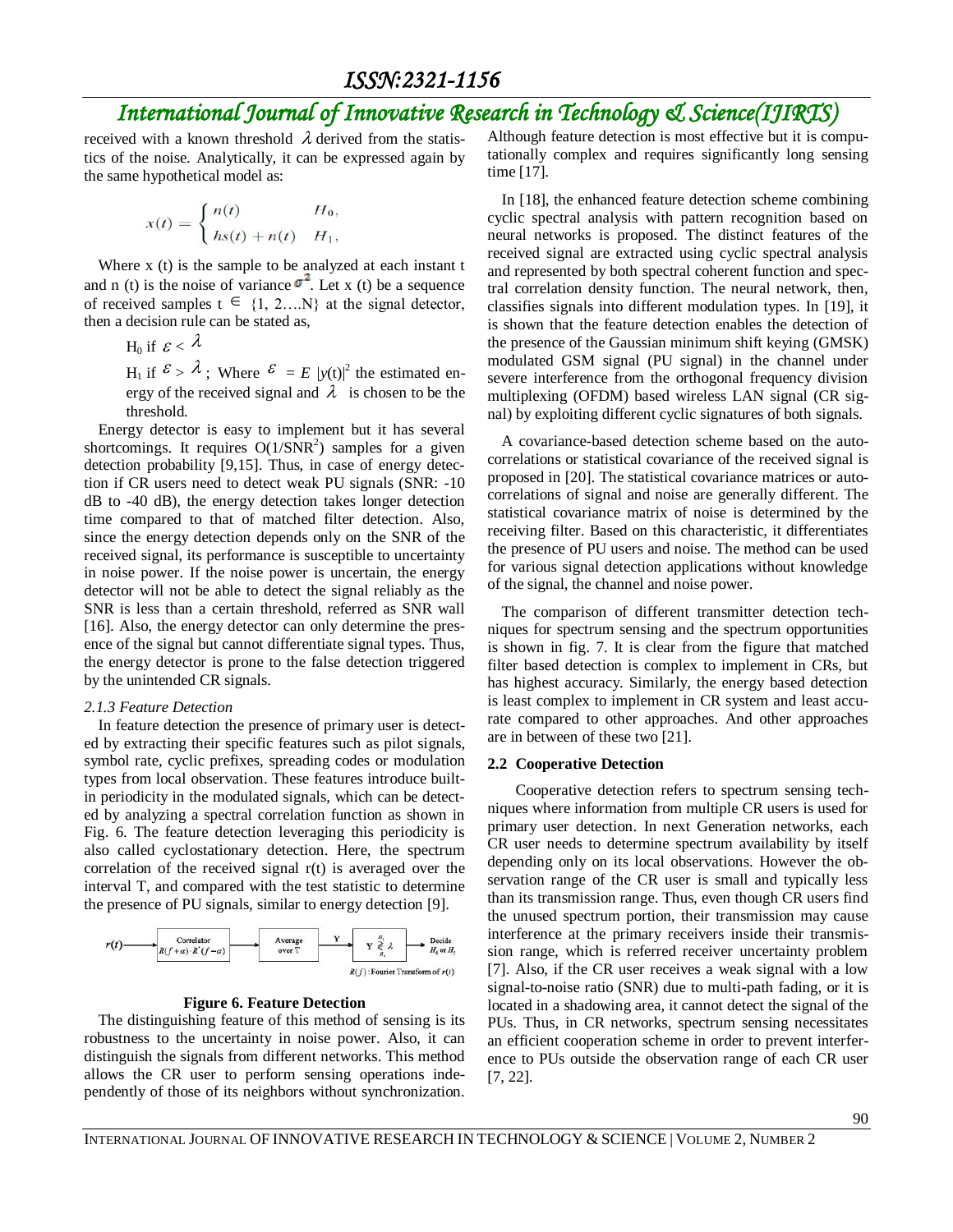received with a known threshold $\lambda$ derived from the statistics of the noise. Analytically, it can be expressed again by the same hypothetical model as:

$$x(t) = \begin{cases} n(t) & H_0, \\ hs(t) + n(t) & H_1, \end{cases}$$

Where x (t) is the sample to be analyzed at each instant t and n (t) is the noise of variance $\sigma^2$. Let x (t) be a sequence of received samples t $\in$ {1, 2….N} at the signal detector, then a decision rule can be stated as,

$H_0$ if $\varepsilon < \lambda$

$H_1$ if $\varepsilon > \lambda$; Where $\varepsilon = E\,|y(t)|^2$ the estimated energy of the received signal and $\lambda$ is chosen to be the threshold.

Energy detector is easy to implement but it has several shortcomings. It requires $O(1/SNR^2)$ samples for a given detection probability [9,15]. Thus, in case of energy detection if CR users need to detect weak PU signals (SNR: -10 dB to -40 dB), the energy detection takes longer detection time compared to that of matched filter detection. Also, since the energy detection depends only on the SNR of the received signal, its performance is susceptible to uncertainty in noise power. If the noise power is uncertain, the energy detector will not be able to detect the signal reliably as the SNR is less than a certain threshold, referred as SNR wall [16]. Also, the energy detector can only determine the presence of the signal but cannot differentiate signal types. Thus, the energy detector is prone to the false detection triggered by the unintended CR signals.

*2.1.3 Feature Detection*

In feature detection the presence of primary user is detected by extracting their specific features such as pilot signals, symbol rate, cyclic prefixes, spreading codes or modulation types from local observation. These features introduce built-in periodicity in the modulated signals, which can be detected by analyzing a spectral correlation function as shown in Fig. 6. The feature detection leveraging this periodicity is also called cyclostationary detection. Here, the spectrum correlation of the received signal r(t) is averaged over the interval T, and compared with the test statistic to determine the presence of PU signals, similar to energy detection [9].

$r(t)$ → Correlator $R(f+\alpha)\cdot R^*(f-\alpha)$ → Average over T → $Y$ → $Y \gtrless_{H_0}^{H_1} \lambda$ → Decide $H_0$ or $H_1$

$R(f)$: Fourier Transform of $r(t)$

**Figure 6. Feature Detection**

The distinguishing feature of this method of sensing is its robustness to the uncertainty in noise power. Also, it can distinguish the signals from different networks. This method allows the CR user to perform sensing operations independently of those of its neighbors without synchronization. Although feature detection is most effective but it is computationally complex and requires significantly long sensing time [17].

In [18], the enhanced feature detection scheme combining cyclic spectral analysis with pattern recognition based on neural networks is proposed. The distinct features of the received signal are extracted using cyclic spectral analysis and represented by both spectral coherent function and spectral correlation density function. The neural network, then, classifies signals into different modulation types. In [19], it is shown that the feature detection enables the detection of the presence of the Gaussian minimum shift keying (GMSK) modulated GSM signal (PU signal) in the channel under severe interference from the orthogonal frequency division multiplexing (OFDM) based wireless LAN signal (CR signal) by exploiting different cyclic signatures of both signals.

A covariance-based detection scheme based on the autocorrelations or statistical covariance of the received signal is proposed in [20]. The statistical covariance matrices or autocorrelations of signal and noise are generally different. The statistical covariance matrix of noise is determined by the receiving filter. Based on this characteristic, it differentiates the presence of PU users and noise. The method can be used for various signal detection applications without knowledge of the signal, the channel and noise power.

The comparison of different transmitter detection techniques for spectrum sensing and the spectrum opportunities is shown in fig. 7. It is clear from the figure that matched filter based detection is complex to implement in CRs, but has highest accuracy. Similarly, the energy based detection is least complex to implement in CR system and least accurate compared to other approaches. And other approaches are in between of these two [21].

### 2.2 Cooperative Detection

Cooperative detection refers to spectrum sensing techniques where information from multiple CR users is used for primary user detection. In next Generation networks, each CR user needs to determine spectrum availability by itself depending only on its local observations. However the observation range of the CR user is small and typically less than its transmission range. Thus, even though CR users find the unused spectrum portion, their transmission may cause interference at the primary receivers inside their transmission range, which is referred receiver uncertainty problem [7]. Also, if the CR user receives a weak signal with a low signal-to-noise ratio (SNR) due to multi-path fading, or it is located in a shadowing area, it cannot detect the signal of the PUs. Thus, in CR networks, spectrum sensing necessitates an efficient cooperation scheme in order to prevent interference to PUs outside the observation range of each CR user [7, 22].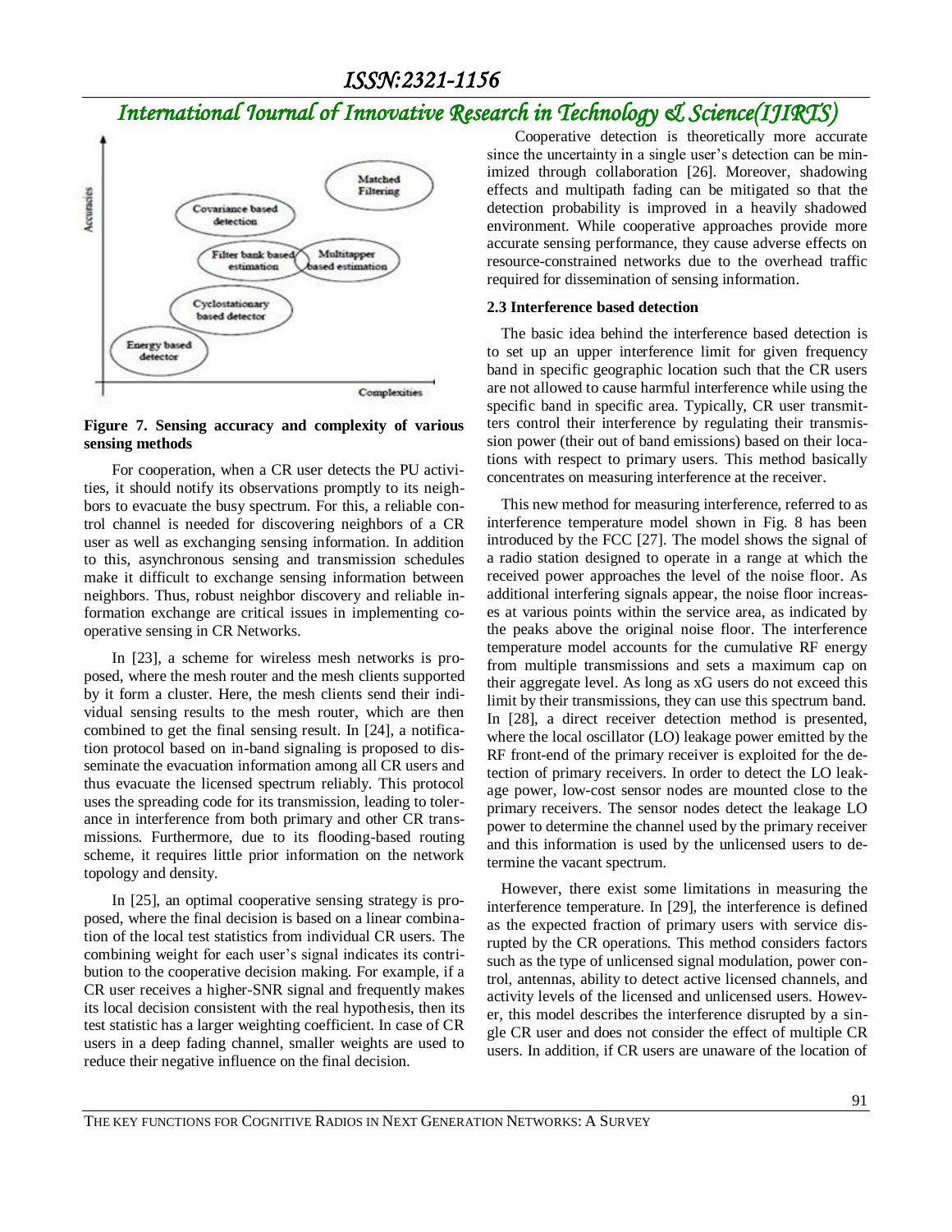**Figure 7. Sensing accuracy and complexity of various sensing methods**

For cooperation, when a CR user detects the PU activities, it should notify its observations promptly to its neighbors to evacuate the busy spectrum. For this, a reliable control channel is needed for discovering neighbors of a CR user as well as exchanging sensing information. In addition to this, asynchronous sensing and transmission schedules make it difficult to exchange sensing information between neighbors. Thus, robust neighbor discovery and reliable information exchange are critical issues in implementing cooperative sensing in CR Networks.

In [23], a scheme for wireless mesh networks is proposed, where the mesh router and the mesh clients supported by it form a cluster. Here, the mesh clients send their individual sensing results to the mesh router, which are then combined to get the final sensing result. In [24], a notification protocol based on in-band signaling is proposed to disseminate the evacuation information among all CR users and thus evacuate the licensed spectrum reliably. This protocol uses the spreading code for its transmission, leading to tolerance in interference from both primary and other CR transmissions. Furthermore, due to its flooding-based routing scheme, it requires little prior information on the network topology and density.

In [25], an optimal cooperative sensing strategy is proposed, where the final decision is based on a linear combination of the local test statistics from individual CR users. The combining weight for each user's signal indicates its contribution to the cooperative decision making. For example, if a CR user receives a higher-SNR signal and frequently makes its local decision consistent with the real hypothesis, then its test statistic has a larger weighting coefficient. In case of CR users in a deep fading channel, smaller weights are used to reduce their negative influence on the final decision.

Cooperative detection is theoretically more accurate since the uncertainty in a single user's detection can be minimized through collaboration [26]. Moreover, shadowing effects and multipath fading can be mitigated so that the detection probability is improved in a heavily shadowed environment. While cooperative approaches provide more accurate sensing performance, they cause adverse effects on resource-constrained networks due to the overhead traffic required for dissemination of sensing information.

### 2.3 Interference based detection

The basic idea behind the interference based detection is to set up an upper interference limit for given frequency band in specific geographic location such that the CR users are not allowed to cause harmful interference while using the specific band in specific area. Typically, CR user transmitters control their interference by regulating their transmission power (their out of band emissions) based on their locations with respect to primary users. This method basically concentrates on measuring interference at the receiver.

This new method for measuring interference, referred to as interference temperature model shown in Fig. 8 has been introduced by the FCC [27]. The model shows the signal of a radio station designed to operate in a range at which the received power approaches the level of the noise floor. As additional interfering signals appear, the noise floor increases at various points within the service area, as indicated by the peaks above the original noise floor. The interference temperature model accounts for the cumulative RF energy from multiple transmissions and sets a maximum cap on their aggregate level. As long as xG users do not exceed this limit by their transmissions, they can use this spectrum band. In [28], a direct receiver detection method is presented, where the local oscillator (LO) leakage power emitted by the RF front-end of the primary receiver is exploited for the detection of primary receivers. In order to detect the LO leakage power, low-cost sensor nodes are mounted close to the primary receivers. The sensor nodes detect the leakage LO power to determine the channel used by the primary receiver and this information is used by the unlicensed users to determine the vacant spectrum.

However, there exist some limitations in measuring the interference temperature. In [29], the interference is defined as the expected fraction of primary users with service disrupted by the CR operations. This method considers factors such as the type of unlicensed signal modulation, power control, antennas, ability to detect active licensed channels, and activity levels of the licensed and unlicensed users. However, this model describes the interference disrupted by a single CR user and does not consider the effect of multiple CR users. In addition, if CR users are unaware of the location of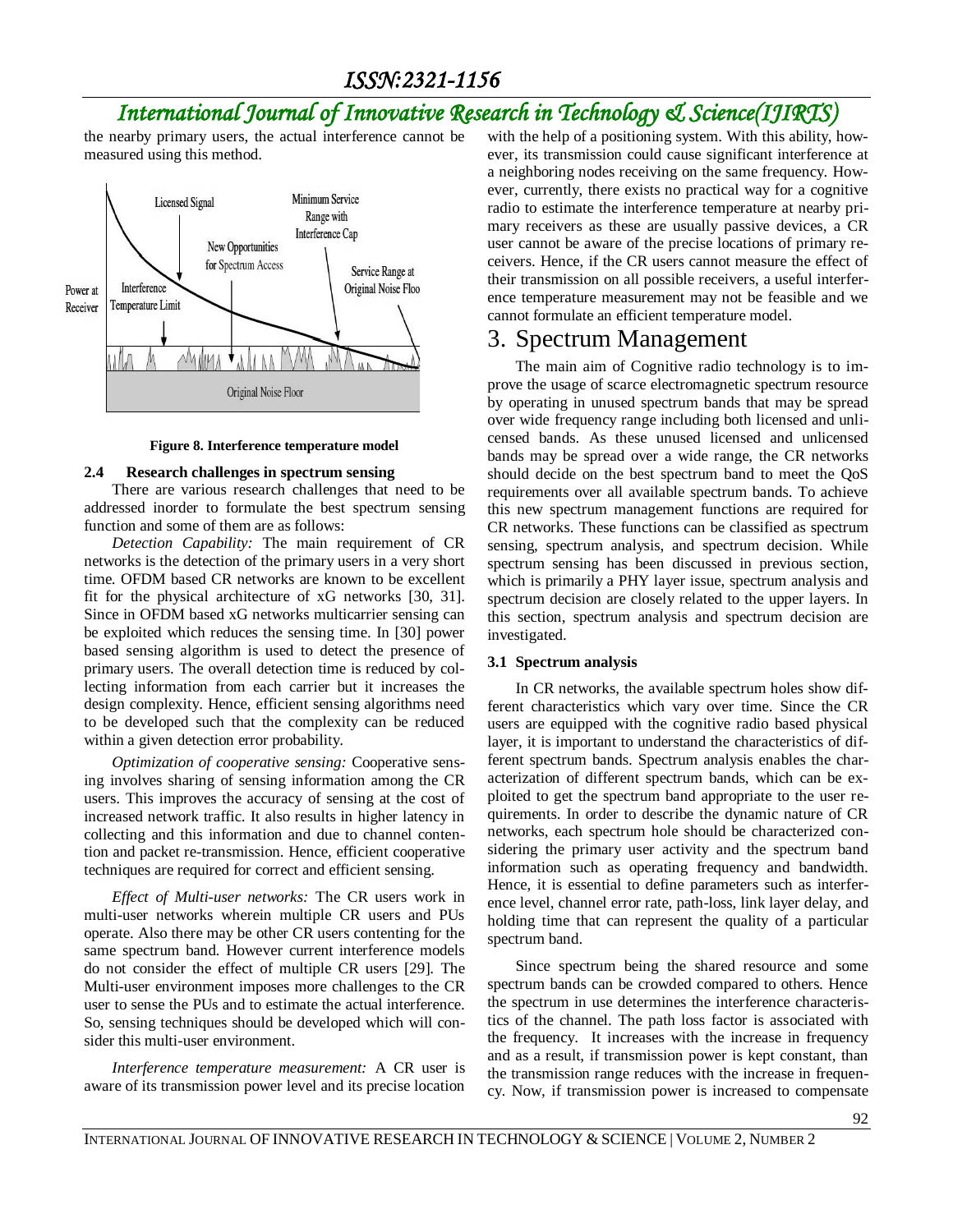the nearby primary users, the actual interference cannot be measured using this method.

Figure 8. Interference temperature model

### 2.4 Research challenges in spectrum sensing

There are various research challenges that need to be addressed inorder to formulate the best spectrum sensing function and some of them are as follows:

*Detection Capability:* The main requirement of CR networks is the detection of the primary users in a very short time. OFDM based CR networks are known to be excellent fit for the physical architecture of xG networks [30, 31]. Since in OFDM based xG networks multicarrier sensing can be exploited which reduces the sensing time. In [30] power based sensing algorithm is used to detect the presence of primary users. The overall detection time is reduced by collecting information from each carrier but it increases the design complexity. Hence, efficient sensing algorithms need to be developed such that the complexity can be reduced within a given detection error probability.

*Optimization of cooperative sensing:* Cooperative sensing involves sharing of sensing information among the CR users. This improves the accuracy of sensing at the cost of increased network traffic. It also results in higher latency in collecting and this information and due to channel contention and packet re-transmission. Hence, efficient cooperative techniques are required for correct and efficient sensing.

*Effect of Multi-user networks:* The CR users work in multi-user networks wherein multiple CR users and PUs operate. Also there may be other CR users contenting for the same spectrum band. However current interference models do not consider the effect of multiple CR users [29]. The Multi-user environment imposes more challenges to the CR user to sense the PUs and to estimate the actual interference. So, sensing techniques should be developed which will consider this multi-user environment.

*Interference temperature measurement:* A CR user is aware of its transmission power level and its precise location with the help of a positioning system. With this ability, however, its transmission could cause significant interference at a neighboring nodes receiving on the same frequency. However, currently, there exists no practical way for a cognitive radio to estimate the interference temperature at nearby primary receivers as these are usually passive devices, a CR user cannot be aware of the precise locations of primary receivers. Hence, if the CR users cannot measure the effect of their transmission on all possible receivers, a useful interference temperature measurement may not be feasible and we cannot formulate an efficient temperature model.

## 3. Spectrum Management

The main aim of Cognitive radio technology is to improve the usage of scarce electromagnetic spectrum resource by operating in unused spectrum bands that may be spread over wide frequency range including both licensed and unlicensed bands. As these unused licensed and unlicensed bands may be spread over a wide range, the CR networks should decide on the best spectrum band to meet the QoS requirements over all available spectrum bands. To achieve this new spectrum management functions are required for CR networks. These functions can be classified as spectrum sensing, spectrum analysis, and spectrum decision. While spectrum sensing has been discussed in previous section, which is primarily a PHY layer issue, spectrum analysis and spectrum decision are closely related to the upper layers. In this section, spectrum analysis and spectrum decision are investigated.

### 3.1 Spectrum analysis

In CR networks, the available spectrum holes show different characteristics which vary over time. Since the CR users are equipped with the cognitive radio based physical layer, it is important to understand the characteristics of different spectrum bands. Spectrum analysis enables the characterization of different spectrum bands, which can be exploited to get the spectrum band appropriate to the user requirements. In order to describe the dynamic nature of CR networks, each spectrum hole should be characterized considering the primary user activity and the spectrum band information such as operating frequency and bandwidth. Hence, it is essential to define parameters such as interference level, channel error rate, path-loss, link layer delay, and holding time that can represent the quality of a particular spectrum band.

Since spectrum being the shared resource and some spectrum bands can be crowded compared to others. Hence the spectrum in use determines the interference characteristics of the channel. The path loss factor is associated with the frequency. It increases with the increase in frequency and as a result, if transmission power is kept constant, than the transmission range reduces with the increase in frequency. Now, if transmission power is increased to compensate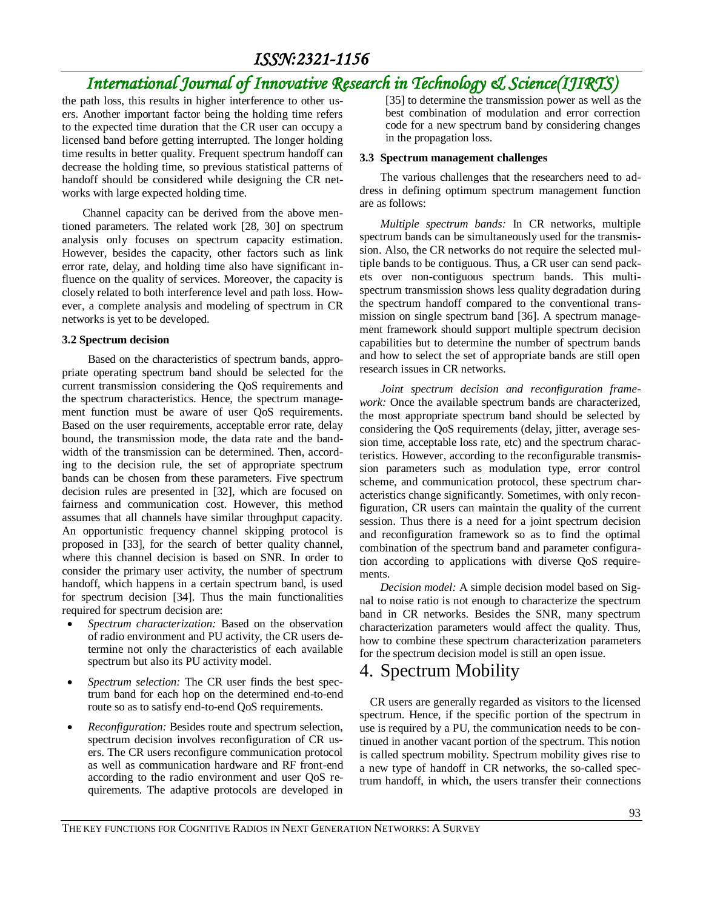the path loss, this results in higher interference to other users. Another important factor being the holding time refers to the expected time duration that the CR user can occupy a licensed band before getting interrupted. The longer holding time results in better quality. Frequent spectrum handoff can decrease the holding time, so previous statistical patterns of handoff should be considered while designing the CR networks with large expected holding time.

Channel capacity can be derived from the above mentioned parameters. The related work [28, 30] on spectrum analysis only focuses on spectrum capacity estimation. However, besides the capacity, other factors such as link error rate, delay, and holding time also have significant influence on the quality of services. Moreover, the capacity is closely related to both interference level and path loss. However, a complete analysis and modeling of spectrum in CR networks is yet to be developed.

### 3.2 Spectrum decision

Based on the characteristics of spectrum bands, appropriate operating spectrum band should be selected for the current transmission considering the QoS requirements and the spectrum characteristics. Hence, the spectrum management function must be aware of user QoS requirements. Based on the user requirements, acceptable error rate, delay bound, the transmission mode, the data rate and the bandwidth of the transmission can be determined. Then, according to the decision rule, the set of appropriate spectrum bands can be chosen from these parameters. Five spectrum decision rules are presented in [32], which are focused on fairness and communication cost. However, this method assumes that all channels have similar throughput capacity. An opportunistic frequency channel skipping protocol is proposed in [33], for the search of better quality channel, where this channel decision is based on SNR. In order to consider the primary user activity, the number of spectrum handoff, which happens in a certain spectrum band, is used for spectrum decision [34]. Thus the main functionalities required for spectrum decision are:

- *Spectrum characterization:* Based on the observation of radio environment and PU activity, the CR users determine not only the characteristics of each available spectrum but also its PU activity model.
- *Spectrum selection:* The CR user finds the best spectrum band for each hop on the determined end-to-end route so as to satisfy end-to-end QoS requirements.
- *Reconfiguration:* Besides route and spectrum selection, spectrum decision involves reconfiguration of CR users. The CR users reconfigure communication protocol as well as communication hardware and RF front-end according to the radio environment and user QoS requirements. The adaptive protocols are developed in [35] to determine the transmission power as well as the best combination of modulation and error correction code for a new spectrum band by considering changes in the propagation loss.

### 3.3 Spectrum management challenges

The various challenges that the researchers need to address in defining optimum spectrum management function are as follows:

*Multiple spectrum bands:* In CR networks, multiple spectrum bands can be simultaneously used for the transmission. Also, the CR networks do not require the selected multiple bands to be contiguous. Thus, a CR user can send packets over non-contiguous spectrum bands. This multi-spectrum transmission shows less quality degradation during the spectrum handoff compared to the conventional transmission on single spectrum band [36]. A spectrum management framework should support multiple spectrum decision capabilities but to determine the number of spectrum bands and how to select the set of appropriate bands are still open research issues in CR networks.

*Joint spectrum decision and reconfiguration framework:* Once the available spectrum bands are characterized, the most appropriate spectrum band should be selected by considering the QoS requirements (delay, jitter, average session time, acceptable loss rate, etc) and the spectrum characteristics. However, according to the reconfigurable transmission parameters such as modulation type, error control scheme, and communication protocol, these spectrum characteristics change significantly. Sometimes, with only reconfiguration, CR users can maintain the quality of the current session. Thus there is a need for a joint spectrum decision and reconfiguration framework so as to find the optimal combination of the spectrum band and parameter configuration according to applications with diverse QoS requirements.

*Decision model:* A simple decision model based on Signal to noise ratio is not enough to characterize the spectrum band in CR networks. Besides the SNR, many spectrum characterization parameters would affect the quality. Thus, how to combine these spectrum characterization parameters for the spectrum decision model is still an open issue.

# 4. Spectrum Mobility

CR users are generally regarded as visitors to the licensed spectrum. Hence, if the specific portion of the spectrum in use is required by a PU, the communication needs to be continued in another vacant portion of the spectrum. This notion is called spectrum mobility. Spectrum mobility gives rise to a new type of handoff in CR networks, the so-called spectrum handoff, in which, the users transfer their connections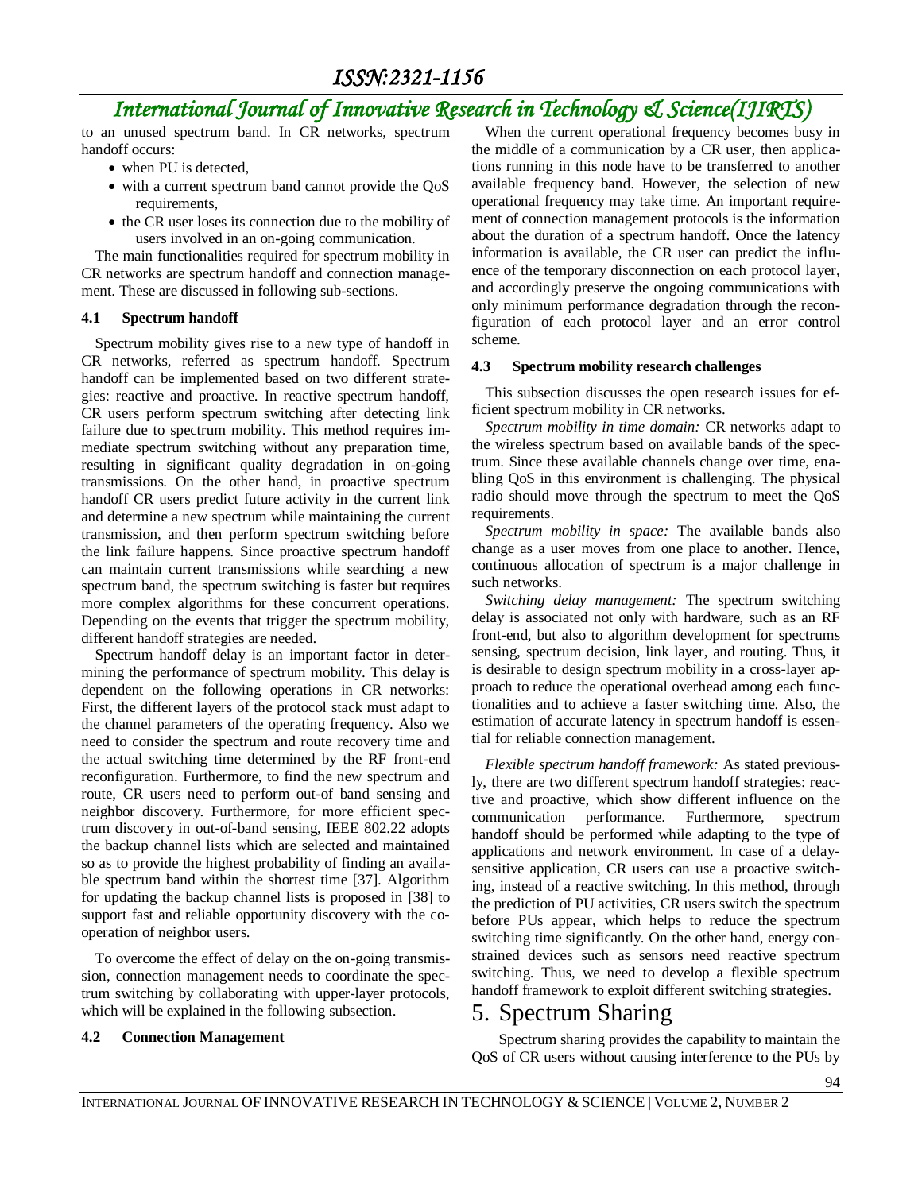to an unused spectrum band. In CR networks, spectrum handoff occurs:

- when PU is detected,
- with a current spectrum band cannot provide the QoS requirements,
- the CR user loses its connection due to the mobility of users involved in an on-going communication.

The main functionalities required for spectrum mobility in CR networks are spectrum handoff and connection management. These are discussed in following sub-sections.

### 4.1 Spectrum handoff

Spectrum mobility gives rise to a new type of handoff in CR networks, referred as spectrum handoff. Spectrum handoff can be implemented based on two different strategies: reactive and proactive. In reactive spectrum handoff, CR users perform spectrum switching after detecting link failure due to spectrum mobility. This method requires immediate spectrum switching without any preparation time, resulting in significant quality degradation in on-going transmissions. On the other hand, in proactive spectrum handoff CR users predict future activity in the current link and determine a new spectrum while maintaining the current transmission, and then perform spectrum switching before the link failure happens. Since proactive spectrum handoff can maintain current transmissions while searching a new spectrum band, the spectrum switching is faster but requires more complex algorithms for these concurrent operations. Depending on the events that trigger the spectrum mobility, different handoff strategies are needed.

Spectrum handoff delay is an important factor in determining the performance of spectrum mobility. This delay is dependent on the following operations in CR networks: First, the different layers of the protocol stack must adapt to the channel parameters of the operating frequency. Also we need to consider the spectrum and route recovery time and the actual switching time determined by the RF front-end reconfiguration. Furthermore, to find the new spectrum and route, CR users need to perform out-of band sensing and neighbor discovery. Furthermore, for more efficient spectrum discovery in out-of-band sensing, IEEE 802.22 adopts the backup channel lists which are selected and maintained so as to provide the highest probability of finding an available spectrum band within the shortest time [37]. Algorithm for updating the backup channel lists is proposed in [38] to support fast and reliable opportunity discovery with the cooperation of neighbor users.

To overcome the effect of delay on the on-going transmission, connection management needs to coordinate the spectrum switching by collaborating with upper-layer protocols, which will be explained in the following subsection.

### 4.2 Connection Management

When the current operational frequency becomes busy in the middle of a communication by a CR user, then applications running in this node have to be transferred to another available frequency band. However, the selection of new operational frequency may take time. An important requirement of connection management protocols is the information about the duration of a spectrum handoff. Once the latency information is available, the CR user can predict the influence of the temporary disconnection on each protocol layer, and accordingly preserve the ongoing communications with only minimum performance degradation through the reconfiguration of each protocol layer and an error control scheme.

### 4.3 Spectrum mobility research challenges

This subsection discusses the open research issues for efficient spectrum mobility in CR networks.

*Spectrum mobility in time domain:* CR networks adapt to the wireless spectrum based on available bands of the spectrum. Since these available channels change over time, enabling QoS in this environment is challenging. The physical radio should move through the spectrum to meet the QoS requirements.

*Spectrum mobility in space:* The available bands also change as a user moves from one place to another. Hence, continuous allocation of spectrum is a major challenge in such networks.

*Switching delay management:* The spectrum switching delay is associated not only with hardware, such as an RF front-end, but also to algorithm development for spectrums sensing, spectrum decision, link layer, and routing. Thus, it is desirable to design spectrum mobility in a cross-layer approach to reduce the operational overhead among each functionalities and to achieve a faster switching time. Also, the estimation of accurate latency in spectrum handoff is essential for reliable connection management.

*Flexible spectrum handoff framework:* As stated previously, there are two different spectrum handoff strategies: reactive and proactive, which show different influence on the communication performance. Furthermore, spectrum handoff should be performed while adapting to the type of applications and network environment. In case of a delay-sensitive application, CR users can use a proactive switching, instead of a reactive switching. In this method, through the prediction of PU activities, CR users switch the spectrum before PUs appear, which helps to reduce the spectrum switching time significantly. On the other hand, energy constrained devices such as sensors need reactive spectrum switching. Thus, we need to develop a flexible spectrum handoff framework to exploit different switching strategies.

# 5. Spectrum Sharing

Spectrum sharing provides the capability to maintain the QoS of CR users without causing interference to the PUs by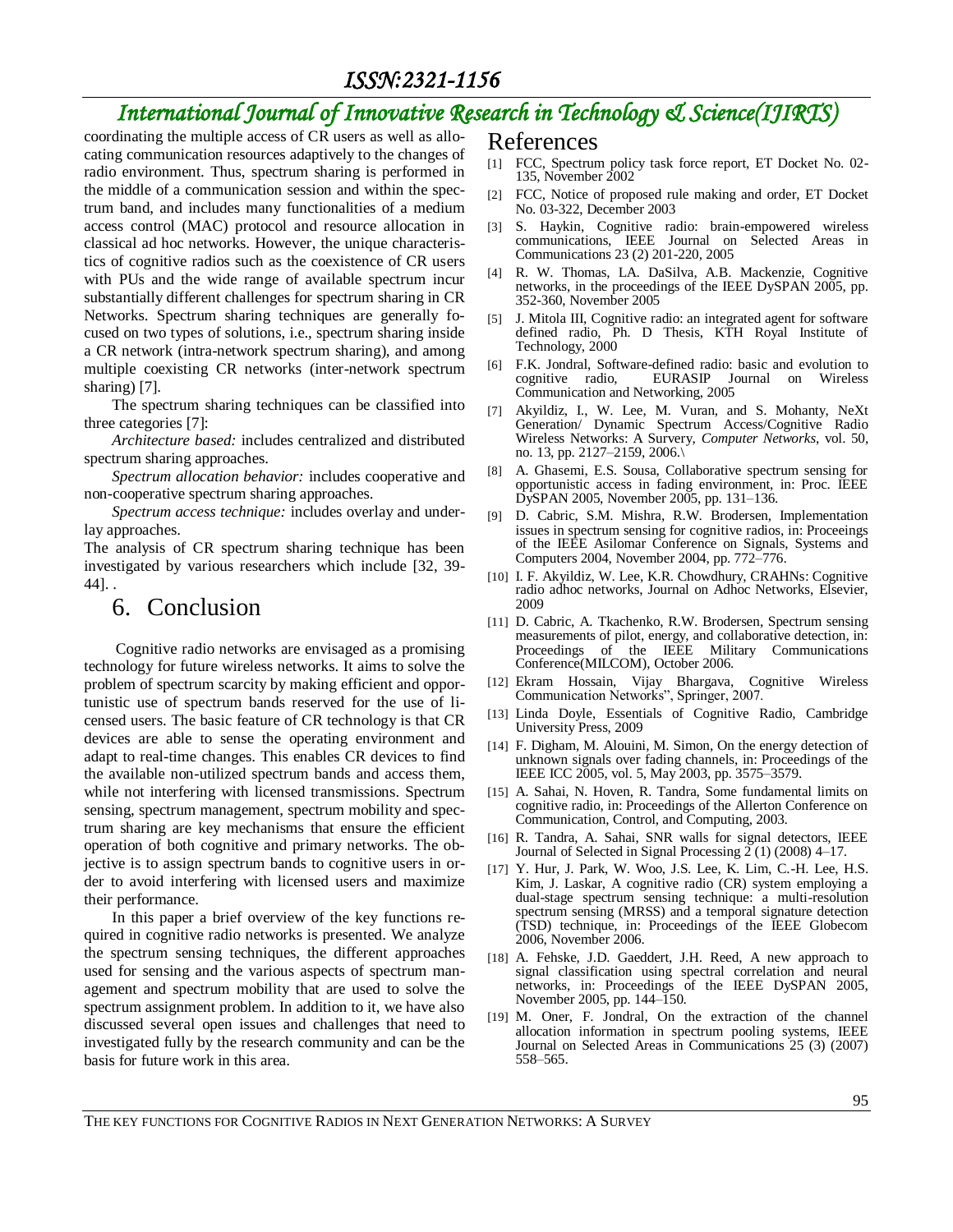coordinating the multiple access of CR users as well as allocating communication resources adaptively to the changes of radio environment. Thus, spectrum sharing is performed in the middle of a communication session and within the spectrum band, and includes many functionalities of a medium access control (MAC) protocol and resource allocation in classical ad hoc networks. However, the unique characteristics of cognitive radios such as the coexistence of CR users with PUs and the wide range of available spectrum incur substantially different challenges for spectrum sharing in CR Networks. Spectrum sharing techniques are generally focused on two types of solutions, i.e., spectrum sharing inside a CR network (intra-network spectrum sharing), and among multiple coexisting CR networks (inter-network spectrum sharing) [7].

The spectrum sharing techniques can be classified into three categories [7]:

*Architecture based:* includes centralized and distributed spectrum sharing approaches.

*Spectrum allocation behavior:* includes cooperative and non-cooperative spectrum sharing approaches.

*Spectrum access technique:* includes overlay and underlay approaches.

The analysis of CR spectrum sharing technique has been investigated by various researchers which include [32, 39-44]. .

# 6. Conclusion

Cognitive radio networks are envisaged as a promising technology for future wireless networks. It aims to solve the problem of spectrum scarcity by making efficient and opportunistic use of spectrum bands reserved for the use of licensed users. The basic feature of CR technology is that CR devices are able to sense the operating environment and adapt to real-time changes. This enables CR devices to find the available non-utilized spectrum bands and access them, while not interfering with licensed transmissions. Spectrum sensing, spectrum management, spectrum mobility and spectrum sharing are key mechanisms that ensure the efficient operation of both cognitive and primary networks. The objective is to assign spectrum bands to cognitive users in order to avoid interfering with licensed users and maximize their performance.

In this paper a brief overview of the key functions required in cognitive radio networks is presented. We analyze the spectrum sensing techniques, the different approaches used for sensing and the various aspects of spectrum management and spectrum mobility that are used to solve the spectrum assignment problem. In addition to it, we have also discussed several open issues and challenges that need to investigated fully by the research community and can be the basis for future work in this area.

# References

[1] FCC, Spectrum policy task force report, ET Docket No. 02-135, November 2002

[2] FCC, Notice of proposed rule making and order, ET Docket No. 03-322, December 2003

[3] S. Haykin, Cognitive radio: brain-empowered wireless communications, IEEE Journal on Selected Areas in Communications 23 (2) 201-220, 2005

[4] R. W. Thomas, LA. DaSilva, A.B. Mackenzie, Cognitive networks, in the proceedings of the IEEE DySPAN 2005, pp. 352-360, November 2005

[5] J. Mitola III, Cognitive radio: an integrated agent for software defined radio, Ph. D Thesis, KTH Royal Institute of Technology, 2000

[6] F.K. Jondral, Software-defined radio: basic and evolution to cognitive radio, EURASIP Journal on Wireless Communication and Networking, 2005

[7] Akyildiz, I., W. Lee, M. Vuran, and S. Mohanty, NeXt Generation/ Dynamic Spectrum Access/Cognitive Radio Wireless Networks: A Survery, *Computer Networks*, vol. 50, no. 13, pp. 2127–2159, 2006.\

[8] A. Ghasemi, E.S. Sousa, Collaborative spectrum sensing for opportunistic access in fading environment, in: Proc. IEEE DySPAN 2005, November 2005, pp. 131–136.

[9] D. Cabric, S.M. Mishra, R.W. Brodersen, Implementation issues in spectrum sensing for cognitive radios, in: Proceeings of the IEEE Asilomar Conference on Signals, Systems and Computers 2004, November 2004, pp. 772–776.

[10] I. F. Akyildiz, W. Lee, K.R. Chowdhury, CRAHNs: Cognitive radio adhoc networks, Journal on Adhoc Networks, Elsevier, 2009

[11] D. Cabric, A. Tkachenko, R.W. Brodersen, Spectrum sensing measurements of pilot, energy, and collaborative detection, in: Proceedings of the IEEE Military Communications Conference(MILCOM), October 2006.

[12] Ekram Hossain, Vijay Bhargava, Cognitive Wireless Communication Networks", Springer, 2007.

[13] Linda Doyle, Essentials of Cognitive Radio, Cambridge University Press, 2009

[14] F. Digham, M. Alouini, M. Simon, On the energy detection of unknown signals over fading channels, in: Proceedings of the IEEE ICC 2005, vol. 5, May 2003, pp. 3575–3579.

[15] A. Sahai, N. Hoven, R. Tandra, Some fundamental limits on cognitive radio, in: Proceedings of the Allerton Conference on Communication, Control, and Computing, 2003.

[16] R. Tandra, A. Sahai, SNR walls for signal detectors, IEEE Journal of Selected in Signal Processing 2 (1) (2008) 4–17.

[17] Y. Hur, J. Park, W. Woo, J.S. Lee, K. Lim, C.-H. Lee, H.S. Kim, J. Laskar, A cognitive radio (CR) system employing a dual-stage spectrum sensing technique: a multi-resolution spectrum sensing (MRSS) and a temporal signature detection (TSD) technique, in: Proceedings of the IEEE Globecom 2006, November 2006.

[18] A. Fehske, J.D. Gaeddert, J.H. Reed, A new approach to signal classification using spectral correlation and neural networks, in: Proceedings of the IEEE DySPAN 2005, November 2005, pp. 144–150.

[19] M. Oner, F. Jondral, On the extraction of the channel allocation information in spectrum pooling systems, IEEE Journal on Selected Areas in Communications 25 (3) (2007) 558–565.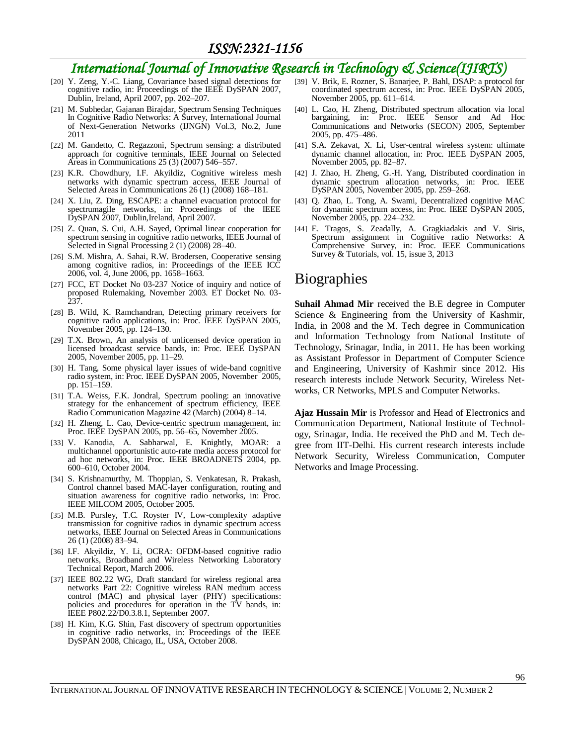[20] Y. Zeng, Y.-C. Liang, Covariance based signal detections for cognitive radio, in: Proceedings of the IEEE DySPAN 2007, Dublin, Ireland, April 2007, pp. 202–207.

[21] M. Subhedar, Gajanan Birajdar, Spectrum Sensing Techniques In Cognitive Radio Networks: A Survey, International Journal of Next-Generation Networks (IJNGN) Vol.3, No.2, June 2011

[22] M. Gandetto, C. Regazzoni, Spectrum sensing: a distributed approach for cognitive terminals, IEEE Journal on Selected Areas in Communications 25 (3) (2007) 546–557.

[23] K.R. Chowdhury, I.F. Akyildiz, Cognitive wireless mesh networks with dynamic spectrum access, IEEE Journal of Selected Areas in Communications 26 (1) (2008) 168–181.

[24] X. Liu, Z. Ding, ESCAPE: a channel evacuation protocol for spectrumagile networks, in: Proceedings of the IEEE DySPAN 2007, Dublin,Ireland, April 2007.

[25] Z. Quan, S. Cui, A.H. Sayed, Optimal linear cooperation for spectrum sensing in cognitive radio networks, IEEE Journal of Selected in Signal Processing 2 (1) (2008) 28–40.

[26] S.M. Mishra, A. Sahai, R.W. Brodersen, Cooperative sensing among cognitive radios, in: Proceedings of the IEEE ICC 2006, vol. 4, June 2006, pp. 1658–1663.

[27] FCC, ET Docket No 03-237 Notice of inquiry and notice of proposed Rulemaking, November 2003. ET Docket No. 03-237.

[28] B. Wild, K. Ramchandran, Detecting primary receivers for cognitive radio applications, in: Proc. IEEE DySPAN 2005, November 2005, pp. 124–130.

[29] T.X. Brown, An analysis of unlicensed device operation in licensed broadcast service bands, in: Proc. IEEE DySPAN 2005, November 2005, pp. 11–29.

[30] H. Tang, Some physical layer issues of wide-band cognitive radio system, in: Proc. IEEE DySPAN 2005, November 2005, pp. 151–159.

[31] T.A. Weiss, F.K. Jondral, Spectrum pooling: an innovative strategy for the enhancement of spectrum efficiency, IEEE Radio Communication Magazine 42 (March) (2004) 8–14.

[32] H. Zheng, L. Cao, Device-centric spectrum management, in: Proc. IEEE DySPAN 2005, pp. 56–65, November 2005.

[33] V. Kanodia, A. Sabharwal, E. Knightly, MOAR: a multichannel opportunistic auto-rate media access protocol for ad hoc networks, in: Proc. IEEE BROADNETS 2004, pp. 600–610, October 2004.

[34] S. Krishnamurthy, M. Thoppian, S. Venkatesan, R. Prakash, Control channel based MAC-layer configuration, routing and situation awareness for cognitive radio networks, in: Proc. IEEE MILCOM 2005, October 2005.

[35] M.B. Pursley, T.C. Royster IV, Low-complexity adaptive transmission for cognitive radios in dynamic spectrum access networks, IEEE Journal on Selected Areas in Communications 26 (1) (2008) 83–94.

[36] I.F. Akyildiz, Y. Li, OCRA: OFDM-based cognitive radio networks, Broadband and Wireless Networking Laboratory Technical Report, March 2006.

[37] IEEE 802.22 WG, Draft standard for wireless regional area networks Part 22: Cognitive wireless RAN medium access control (MAC) and physical layer (PHY) specifications: policies and procedures for operation in the TV bands, in: IEEE P802.22/D0.3.8.1, September 2007.

[38] H. Kim, K.G. Shin, Fast discovery of spectrum opportunities in cognitive radio networks, in: Proceedings of the IEEE DySPAN 2008, Chicago, IL, USA, October 2008.

[39] V. Brik, E. Rozner, S. Banarjee, P. Bahl, DSAP: a protocol for coordinated spectrum access, in: Proc. IEEE DySPAN 2005, November 2005, pp. 611–614.

[40] L. Cao, H. Zheng, Distributed spectrum allocation via local bargaining, in: Proc. IEEE Sensor and Ad Hoc Communications and Networks (SECON) 2005, September 2005, pp. 475–486.

[41] S.A. Zekavat, X. Li, User-central wireless system: ultimate dynamic channel allocation, in: Proc. IEEE DySPAN 2005, November 2005, pp. 82–87.

[42] J. Zhao, H. Zheng, G.-H. Yang, Distributed coordination in dynamic spectrum allocation networks, in: Proc. IEEE DySPAN 2005, November 2005, pp. 259–268.

[43] Q. Zhao, L. Tong, A. Swami, Decentralized cognitive MAC for dynamic spectrum access, in: Proc. IEEE DySPAN 2005, November 2005, pp. 224–232.

[44] E. Tragos, S. Zeadally, A. Gragkiadakis and V. Siris, Spectrum assignment in Cognitive radio Networks: A Comprehensive Survey, in: Proc. IEEE Communications Survey & Tutorials, vol. 15, issue 3, 2013

# Biographies

**Suhail Ahmad Mir** received the B.E degree in Computer Science & Engineering from the University of Kashmir, India, in 2008 and the M. Tech degree in Communication and Information Technology from National Institute of Technology, Srinagar, India, in 2011. He has been working as Assistant Professor in Department of Computer Science and Engineering, University of Kashmir since 2012. His research interests include Network Security, Wireless Networks, CR Networks, MPLS and Computer Networks.

**Ajaz Hussain Mir** is Professor and Head of Electronics and Communication Department, National Institute of Technology, Srinagar, India. He received the PhD and M. Tech degree from IIT-Delhi. His current research interests include Network Security, Wireless Communication, Computer Networks and Image Processing.